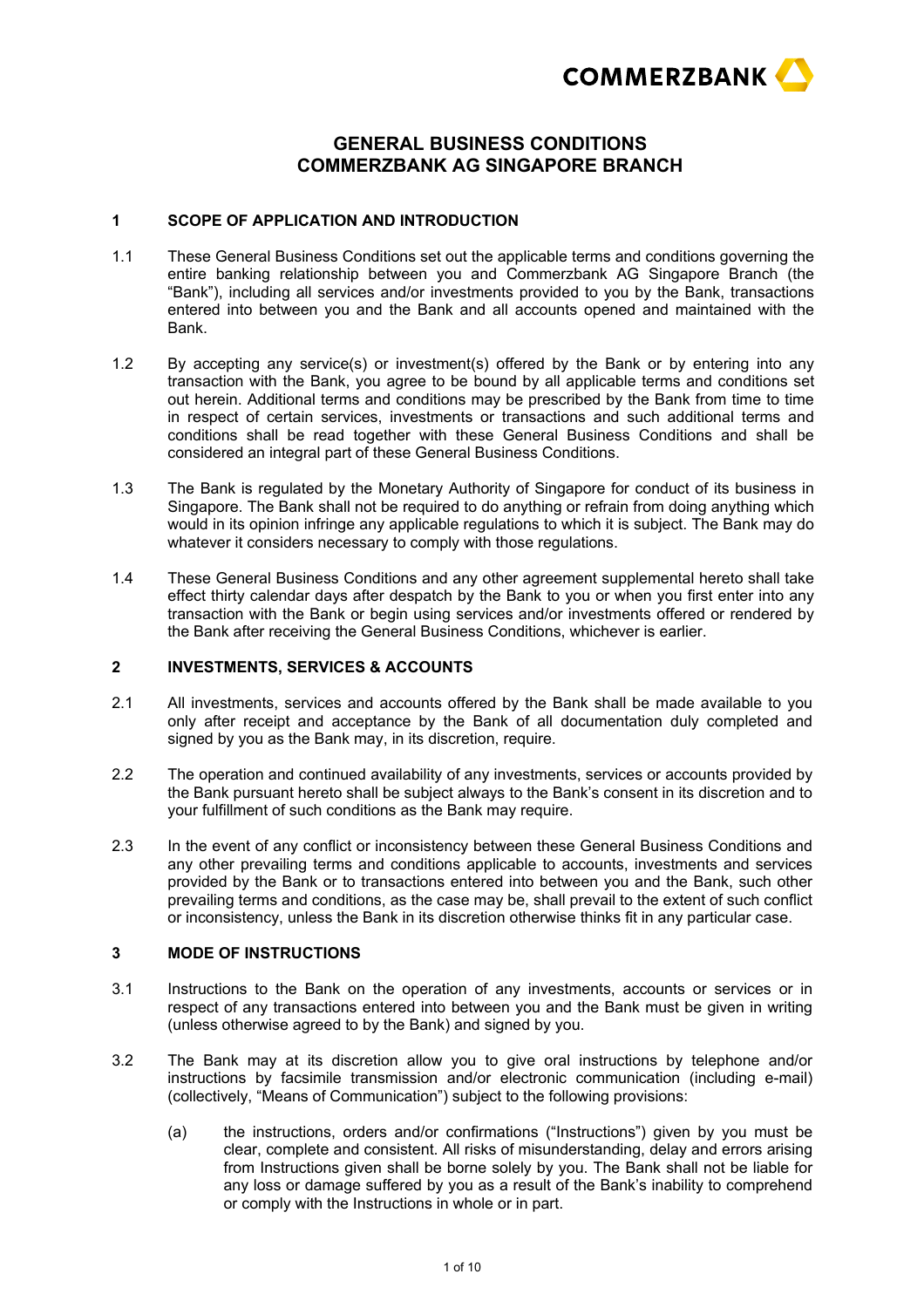# GENERAL BUSINESS CONDITIONS
# COMMERZBANK AG SINGAPORE BRANCH

## 1 SCOPE OF APPLICATION AND INTRODUCTION

1.1 These General Business Conditions set out the applicable terms and conditions governing the entire banking relationship between you and Commerzbank AG Singapore Branch (the "Bank"), including all services and/or investments provided to you by the Bank, transactions entered into between you and the Bank and all accounts opened and maintained with the Bank.

1.2 By accepting any service(s) or investment(s) offered by the Bank or by entering into any transaction with the Bank, you agree to be bound by all applicable terms and conditions set out herein. Additional terms and conditions may be prescribed by the Bank from time to time in respect of certain services, investments or transactions and such additional terms and conditions shall be read together with these General Business Conditions and shall be considered an integral part of these General Business Conditions.

1.3 The Bank is regulated by the Monetary Authority of Singapore for conduct of its business in Singapore. The Bank shall not be required to do anything or refrain from doing anything which would in its opinion infringe any applicable regulations to which it is subject. The Bank may do whatever it considers necessary to comply with those regulations.

1.4 These General Business Conditions and any other agreement supplemental hereto shall take effect thirty calendar days after despatch by the Bank to you or when you first enter into any transaction with the Bank or begin using services and/or investments offered or rendered by the Bank after receiving the General Business Conditions, whichever is earlier.

## 2 INVESTMENTS, SERVICES & ACCOUNTS

2.1 All investments, services and accounts offered by the Bank shall be made available to you only after receipt and acceptance by the Bank of all documentation duly completed and signed by you as the Bank may, in its discretion, require.

2.2 The operation and continued availability of any investments, services or accounts provided by the Bank pursuant hereto shall be subject always to the Bank's consent in its discretion and to your fulfillment of such conditions as the Bank may require.

2.3 In the event of any conflict or inconsistency between these General Business Conditions and any other prevailing terms and conditions applicable to accounts, investments and services provided by the Bank or to transactions entered into between you and the Bank, such other prevailing terms and conditions, as the case may be, shall prevail to the extent of such conflict or inconsistency, unless the Bank in its discretion otherwise thinks fit in any particular case.

## 3 MODE OF INSTRUCTIONS

3.1 Instructions to the Bank on the operation of any investments, accounts or services or in respect of any transactions entered into between you and the Bank must be given in writing (unless otherwise agreed to by the Bank) and signed by you.

3.2 The Bank may at its discretion allow you to give oral instructions by telephone and/or instructions by facsimile transmission and/or electronic communication (including e-mail) (collectively, "Means of Communication") subject to the following provisions:

(a) the instructions, orders and/or confirmations ("Instructions") given by you must be clear, complete and consistent. All risks of misunderstanding, delay and errors arising from Instructions given shall be borne solely by you. The Bank shall not be liable for any loss or damage suffered by you as a result of the Bank's inability to comprehend or comply with the Instructions in whole or in part.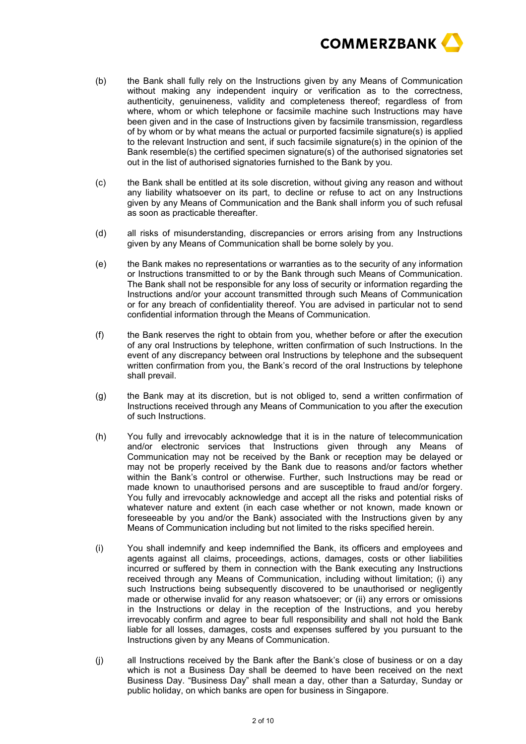(b) the Bank shall fully rely on the Instructions given by any Means of Communication without making any independent inquiry or verification as to the correctness, authenticity, genuineness, validity and completeness thereof; regardless of from where, whom or which telephone or facsimile machine such Instructions may have been given and in the case of Instructions given by facsimile transmission, regardless of by whom or by what means the actual or purported facsimile signature(s) is applied to the relevant Instruction and sent, if such facsimile signature(s) in the opinion of the Bank resemble(s) the certified specimen signature(s) of the authorised signatories set out in the list of authorised signatories furnished to the Bank by you.

(c) the Bank shall be entitled at its sole discretion, without giving any reason and without any liability whatsoever on its part, to decline or refuse to act on any Instructions given by any Means of Communication and the Bank shall inform you of such refusal as soon as practicable thereafter.

(d) all risks of misunderstanding, discrepancies or errors arising from any Instructions given by any Means of Communication shall be borne solely by you.

(e) the Bank makes no representations or warranties as to the security of any information or Instructions transmitted to or by the Bank through such Means of Communication. The Bank shall not be responsible for any loss of security or information regarding the Instructions and/or your account transmitted through such Means of Communication or for any breach of confidentiality thereof. You are advised in particular not to send confidential information through the Means of Communication.

(f) the Bank reserves the right to obtain from you, whether before or after the execution of any oral Instructions by telephone, written confirmation of such Instructions. In the event of any discrepancy between oral Instructions by telephone and the subsequent written confirmation from you, the Bank's record of the oral Instructions by telephone shall prevail.

(g) the Bank may at its discretion, but is not obliged to, send a written confirmation of Instructions received through any Means of Communication to you after the execution of such Instructions.

(h) You fully and irrevocably acknowledge that it is in the nature of telecommunication and/or electronic services that Instructions given through any Means of Communication may not be received by the Bank or reception may be delayed or may not be properly received by the Bank due to reasons and/or factors whether within the Bank's control or otherwise. Further, such Instructions may be read or made known to unauthorised persons and are susceptible to fraud and/or forgery. You fully and irrevocably acknowledge and accept all the risks and potential risks of whatever nature and extent (in each case whether or not known, made known or foreseeable by you and/or the Bank) associated with the Instructions given by any Means of Communication including but not limited to the risks specified herein.

(i) You shall indemnify and keep indemnified the Bank, its officers and employees and agents against all claims, proceedings, actions, damages, costs or other liabilities incurred or suffered by them in connection with the Bank executing any Instructions received through any Means of Communication, including without limitation; (i) any such Instructions being subsequently discovered to be unauthorised or negligently made or otherwise invalid for any reason whatsoever; or (ii) any errors or omissions in the Instructions or delay in the reception of the Instructions, and you hereby irrevocably confirm and agree to bear full responsibility and shall not hold the Bank liable for all losses, damages, costs and expenses suffered by you pursuant to the Instructions given by any Means of Communication.

(j) all Instructions received by the Bank after the Bank's close of business or on a day which is not a Business Day shall be deemed to have been received on the next Business Day. "Business Day" shall mean a day, other than a Saturday, Sunday or public holiday, on which banks are open for business in Singapore.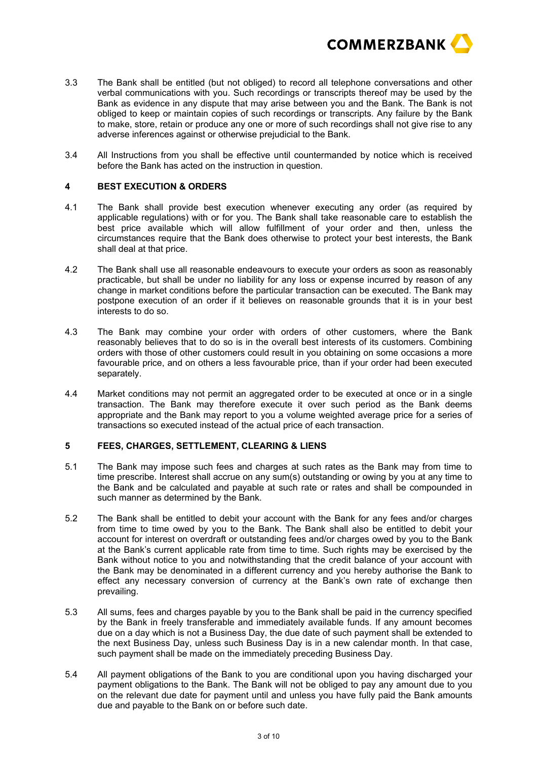3.3 The Bank shall be entitled (but not obliged) to record all telephone conversations and other verbal communications with you. Such recordings or transcripts thereof may be used by the Bank as evidence in any dispute that may arise between you and the Bank. The Bank is not obliged to keep or maintain copies of such recordings or transcripts. Any failure by the Bank to make, store, retain or produce any one or more of such recordings shall not give rise to any adverse inferences against or otherwise prejudicial to the Bank.

3.4 All Instructions from you shall be effective until countermanded by notice which is received before the Bank has acted on the instruction in question.

## 4 BEST EXECUTION & ORDERS

4.1 The Bank shall provide best execution whenever executing any order (as required by applicable regulations) with or for you. The Bank shall take reasonable care to establish the best price available which will allow fulfillment of your order and then, unless the circumstances require that the Bank does otherwise to protect your best interests, the Bank shall deal at that price.

4.2 The Bank shall use all reasonable endeavours to execute your orders as soon as reasonably practicable, but shall be under no liability for any loss or expense incurred by reason of any change in market conditions before the particular transaction can be executed. The Bank may postpone execution of an order if it believes on reasonable grounds that it is in your best interests to do so.

4.3 The Bank may combine your order with orders of other customers, where the Bank reasonably believes that to do so is in the overall best interests of its customers. Combining orders with those of other customers could result in you obtaining on some occasions a more favourable price, and on others a less favourable price, than if your order had been executed separately.

4.4 Market conditions may not permit an aggregated order to be executed at once or in a single transaction. The Bank may therefore execute it over such period as the Bank deems appropriate and the Bank may report to you a volume weighted average price for a series of transactions so executed instead of the actual price of each transaction.

## 5 FEES, CHARGES, SETTLEMENT, CLEARING & LIENS

5.1 The Bank may impose such fees and charges at such rates as the Bank may from time to time prescribe. Interest shall accrue on any sum(s) outstanding or owing by you at any time to the Bank and be calculated and payable at such rate or rates and shall be compounded in such manner as determined by the Bank.

5.2 The Bank shall be entitled to debit your account with the Bank for any fees and/or charges from time to time owed by you to the Bank. The Bank shall also be entitled to debit your account for interest on overdraft or outstanding fees and/or charges owed by you to the Bank at the Bank's current applicable rate from time to time. Such rights may be exercised by the Bank without notice to you and notwithstanding that the credit balance of your account with the Bank may be denominated in a different currency and you hereby authorise the Bank to effect any necessary conversion of currency at the Bank's own rate of exchange then prevailing.

5.3 All sums, fees and charges payable by you to the Bank shall be paid in the currency specified by the Bank in freely transferable and immediately available funds. If any amount becomes due on a day which is not a Business Day, the due date of such payment shall be extended to the next Business Day, unless such Business Day is in a new calendar month. In that case, such payment shall be made on the immediately preceding Business Day.

5.4 All payment obligations of the Bank to you are conditional upon you having discharged your payment obligations to the Bank. The Bank will not be obliged to pay any amount due to you on the relevant due date for payment until and unless you have fully paid the Bank amounts due and payable to the Bank on or before such date.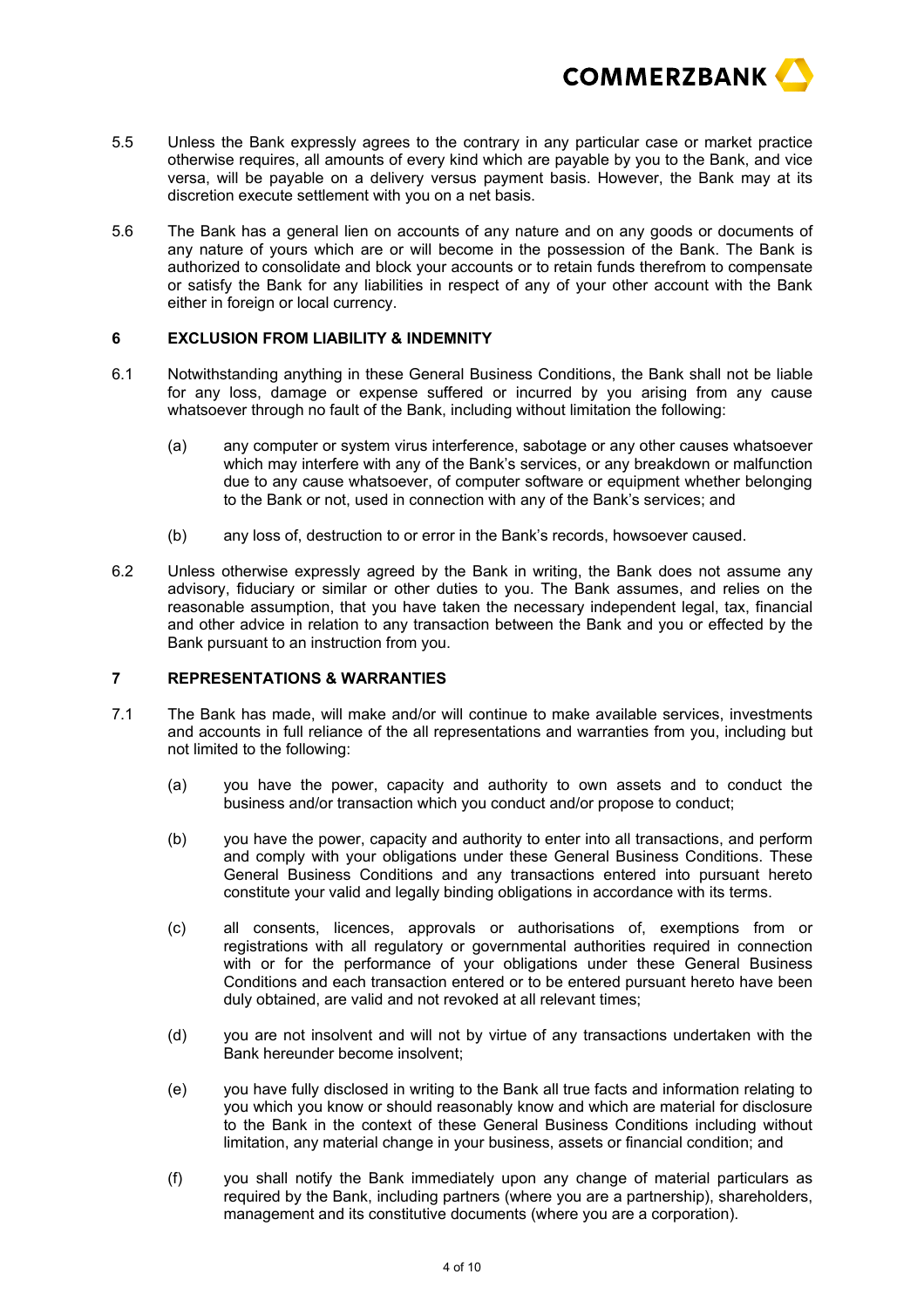5.5 Unless the Bank expressly agrees to the contrary in any particular case or market practice otherwise requires, all amounts of every kind which are payable by you to the Bank, and vice versa, will be payable on a delivery versus payment basis. However, the Bank may at its discretion execute settlement with you on a net basis.

5.6 The Bank has a general lien on accounts of any nature and on any goods or documents of any nature of yours which are or will become in the possession of the Bank. The Bank is authorized to consolidate and block your accounts or to retain funds therefrom to compensate or satisfy the Bank for any liabilities in respect of any of your other account with the Bank either in foreign or local currency.

## 6 EXCLUSION FROM LIABILITY & INDEMNITY

6.1 Notwithstanding anything in these General Business Conditions, the Bank shall not be liable for any loss, damage or expense suffered or incurred by you arising from any cause whatsoever through no fault of the Bank, including without limitation the following:

(a) any computer or system virus interference, sabotage or any other causes whatsoever which may interfere with any of the Bank's services, or any breakdown or malfunction due to any cause whatsoever, of computer software or equipment whether belonging to the Bank or not, used in connection with any of the Bank's services; and

(b) any loss of, destruction to or error in the Bank's records, howsoever caused.

6.2 Unless otherwise expressly agreed by the Bank in writing, the Bank does not assume any advisory, fiduciary or similar or other duties to you. The Bank assumes, and relies on the reasonable assumption, that you have taken the necessary independent legal, tax, financial and other advice in relation to any transaction between the Bank and you or effected by the Bank pursuant to an instruction from you.

## 7 REPRESENTATIONS & WARRANTIES

7.1 The Bank has made, will make and/or will continue to make available services, investments and accounts in full reliance of the all representations and warranties from you, including but not limited to the following:

(a) you have the power, capacity and authority to own assets and to conduct the business and/or transaction which you conduct and/or propose to conduct;

(b) you have the power, capacity and authority to enter into all transactions, and perform and comply with your obligations under these General Business Conditions. These General Business Conditions and any transactions entered into pursuant hereto constitute your valid and legally binding obligations in accordance with its terms.

(c) all consents, licences, approvals or authorisations of, exemptions from or registrations with all regulatory or governmental authorities required in connection with or for the performance of your obligations under these General Business Conditions and each transaction entered or to be entered pursuant hereto have been duly obtained, are valid and not revoked at all relevant times;

(d) you are not insolvent and will not by virtue of any transactions undertaken with the Bank hereunder become insolvent;

(e) you have fully disclosed in writing to the Bank all true facts and information relating to you which you know or should reasonably know and which are material for disclosure to the Bank in the context of these General Business Conditions including without limitation, any material change in your business, assets or financial condition; and

(f) you shall notify the Bank immediately upon any change of material particulars as required by the Bank, including partners (where you are a partnership), shareholders, management and its constitutive documents (where you are a corporation).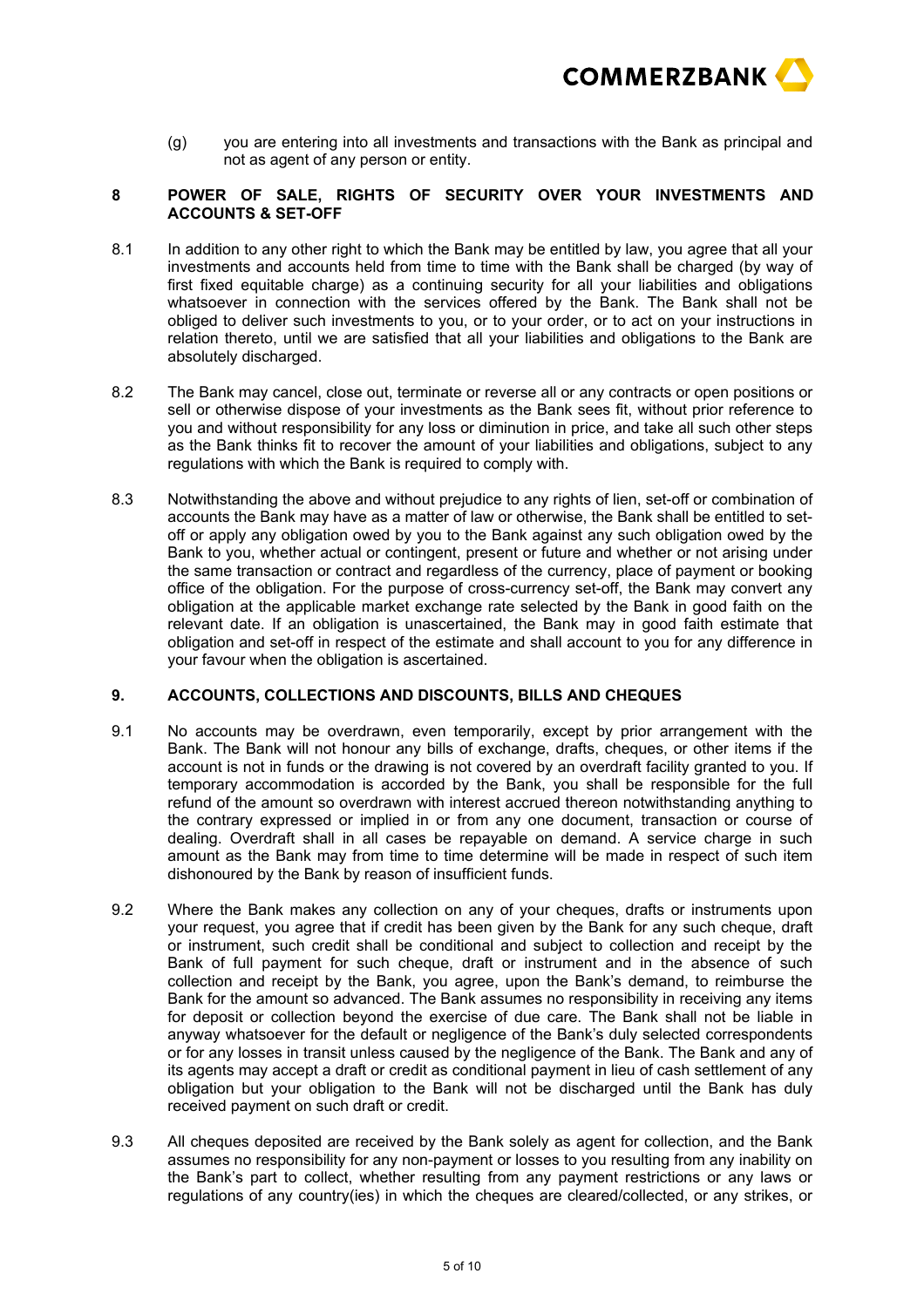(g) you are entering into all investments and transactions with the Bank as principal and not as agent of any person or entity.

## 8 POWER OF SALE, RIGHTS OF SECURITY OVER YOUR INVESTMENTS AND ACCOUNTS & SET-OFF

8.1 In addition to any other right to which the Bank may be entitled by law, you agree that all your investments and accounts held from time to time with the Bank shall be charged (by way of first fixed equitable charge) as a continuing security for all your liabilities and obligations whatsoever in connection with the services offered by the Bank. The Bank shall not be obliged to deliver such investments to you, or to your order, or to act on your instructions in relation thereto, until we are satisfied that all your liabilities and obligations to the Bank are absolutely discharged.

8.2 The Bank may cancel, close out, terminate or reverse all or any contracts or open positions or sell or otherwise dispose of your investments as the Bank sees fit, without prior reference to you and without responsibility for any loss or diminution in price, and take all such other steps as the Bank thinks fit to recover the amount of your liabilities and obligations, subject to any regulations with which the Bank is required to comply with.

8.3 Notwithstanding the above and without prejudice to any rights of lien, set-off or combination of accounts the Bank may have as a matter of law or otherwise, the Bank shall be entitled to set-off or apply any obligation owed by you to the Bank against any such obligation owed by the Bank to you, whether actual or contingent, present or future and whether or not arising under the same transaction or contract and regardless of the currency, place of payment or booking office of the obligation. For the purpose of cross-currency set-off, the Bank may convert any obligation at the applicable market exchange rate selected by the Bank in good faith on the relevant date. If an obligation is unascertained, the Bank may in good faith estimate that obligation and set-off in respect of the estimate and shall account to you for any difference in your favour when the obligation is ascertained.

## 9. ACCOUNTS, COLLECTIONS AND DISCOUNTS, BILLS AND CHEQUES

9.1 No accounts may be overdrawn, even temporarily, except by prior arrangement with the Bank. The Bank will not honour any bills of exchange, drafts, cheques, or other items if the account is not in funds or the drawing is not covered by an overdraft facility granted to you. If temporary accommodation is accorded by the Bank, you shall be responsible for the full refund of the amount so overdrawn with interest accrued thereon notwithstanding anything to the contrary expressed or implied in or from any one document, transaction or course of dealing. Overdraft shall in all cases be repayable on demand. A service charge in such amount as the Bank may from time to time determine will be made in respect of such item dishonoured by the Bank by reason of insufficient funds.

9.2 Where the Bank makes any collection on any of your cheques, drafts or instruments upon your request, you agree that if credit has been given by the Bank for any such cheque, draft or instrument, such credit shall be conditional and subject to collection and receipt by the Bank of full payment for such cheque, draft or instrument and in the absence of such collection and receipt by the Bank, you agree, upon the Bank's demand, to reimburse the Bank for the amount so advanced. The Bank assumes no responsibility in receiving any items for deposit or collection beyond the exercise of due care. The Bank shall not be liable in anyway whatsoever for the default or negligence of the Bank's duly selected correspondents or for any losses in transit unless caused by the negligence of the Bank. The Bank and any of its agents may accept a draft or credit as conditional payment in lieu of cash settlement of any obligation but your obligation to the Bank will not be discharged until the Bank has duly received payment on such draft or credit.

9.3 All cheques deposited are received by the Bank solely as agent for collection, and the Bank assumes no responsibility for any non-payment or losses to you resulting from any inability on the Bank's part to collect, whether resulting from any payment restrictions or any laws or regulations of any country(ies) in which the cheques are cleared/collected, or any strikes, or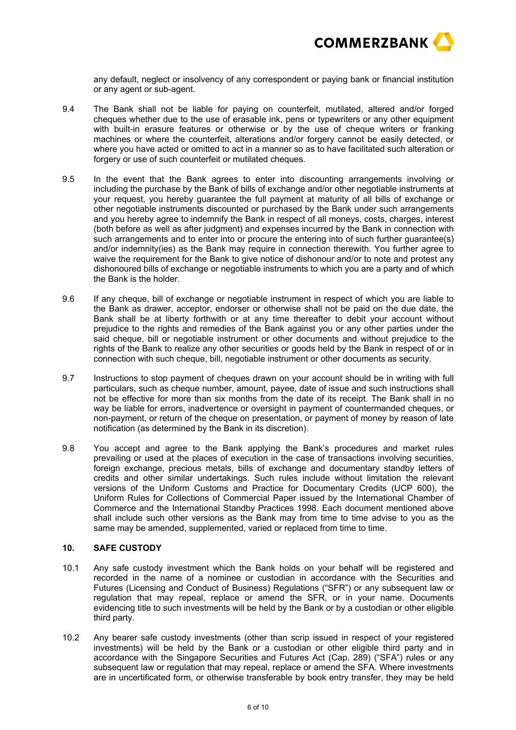any default, neglect or insolvency of any correspondent or paying bank or financial institution or any agent or sub-agent.

9.4 The Bank shall not be liable for paying on counterfeit, mutilated, altered and/or forged cheques whether due to the use of erasable ink, pens or typewriters or any other equipment with built-in erasure features or otherwise or by the use of cheque writers or franking machines or where the counterfeit, alterations and/or forgery cannot be easily detected, or where you have acted or omitted to act in a manner so as to have facilitated such alteration or forgery or use of such counterfeit or mutilated cheques.

9.5 In the event that the Bank agrees to enter into discounting arrangements involving or including the purchase by the Bank of bills of exchange and/or other negotiable instruments at your request, you hereby guarantee the full payment at maturity of all bills of exchange or other negotiable instruments discounted or purchased by the Bank under such arrangements and you hereby agree to indemnify the Bank in respect of all moneys, costs, charges, interest (both before as well as after judgment) and expenses incurred by the Bank in connection with such arrangements and to enter into or procure the entering into of such further guarantee(s) and/or indemnity(ies) as the Bank may require in connection therewith. You further agree to waive the requirement for the Bank to give notice of dishonour and/or to note and protest any dishonoured bills of exchange or negotiable instruments to which you are a party and of which the Bank is the holder.

9.6 If any cheque, bill of exchange or negotiable instrument in respect of which you are liable to the Bank as drawer, acceptor, endorser or otherwise shall not be paid on the due date, the Bank shall be at liberty forthwith or at any time thereafter to debit your account without prejudice to the rights and remedies of the Bank against you or any other parties under the said cheque, bill or negotiable instrument or other documents and without prejudice to the rights of the Bank to realize any other securities or goods held by the Bank in respect of or in connection with such cheque, bill, negotiable instrument or other documents as security.

9.7 Instructions to stop payment of cheques drawn on your account should be in writing with full particulars, such as cheque number, amount, payee, date of issue and such instructions shall not be effective for more than six months from the date of its receipt. The Bank shall in no way be liable for errors, inadvertence or oversight in payment of countermanded cheques, or non-payment, or return of the cheque on presentation, or payment of money by reason of late notification (as determined by the Bank in its discretion).

9.8 You accept and agree to the Bank applying the Bank's procedures and market rules prevailing or used at the places of execution in the case of transactions involving securities, foreign exchange, precious metals, bills of exchange and documentary standby letters of credits and other similar undertakings. Such rules include without limitation the relevant versions of the Uniform Customs and Practice for Documentary Credits (UCP 600), the Uniform Rules for Collections of Commercial Paper issued by the International Chamber of Commerce and the International Standby Practices 1998. Each document mentioned above shall include such other versions as the Bank may from time to time advise to you as the same may be amended, supplemented, varied or replaced from time to time.

## 10. SAFE CUSTODY

10.1 Any safe custody investment which the Bank holds on your behalf will be registered and recorded in the name of a nominee or custodian in accordance with the Securities and Futures (Licensing and Conduct of Business) Regulations ("SFR") or any subsequent law or regulation that may repeal, replace or amend the SFR, or in your name. Documents evidencing title to such investments will be held by the Bank or by a custodian or other eligible third party.

10.2 Any bearer safe custody investments (other than scrip issued in respect of your registered investments) will be held by the Bank or a custodian or other eligible third party and in accordance with the Singapore Securities and Futures Act (Cap. 289) ("SFA") rules or any subsequent law or regulation that may repeal, replace or amend the SFA. Where investments are in uncertificated form, or otherwise transferable by book entry transfer, they may be held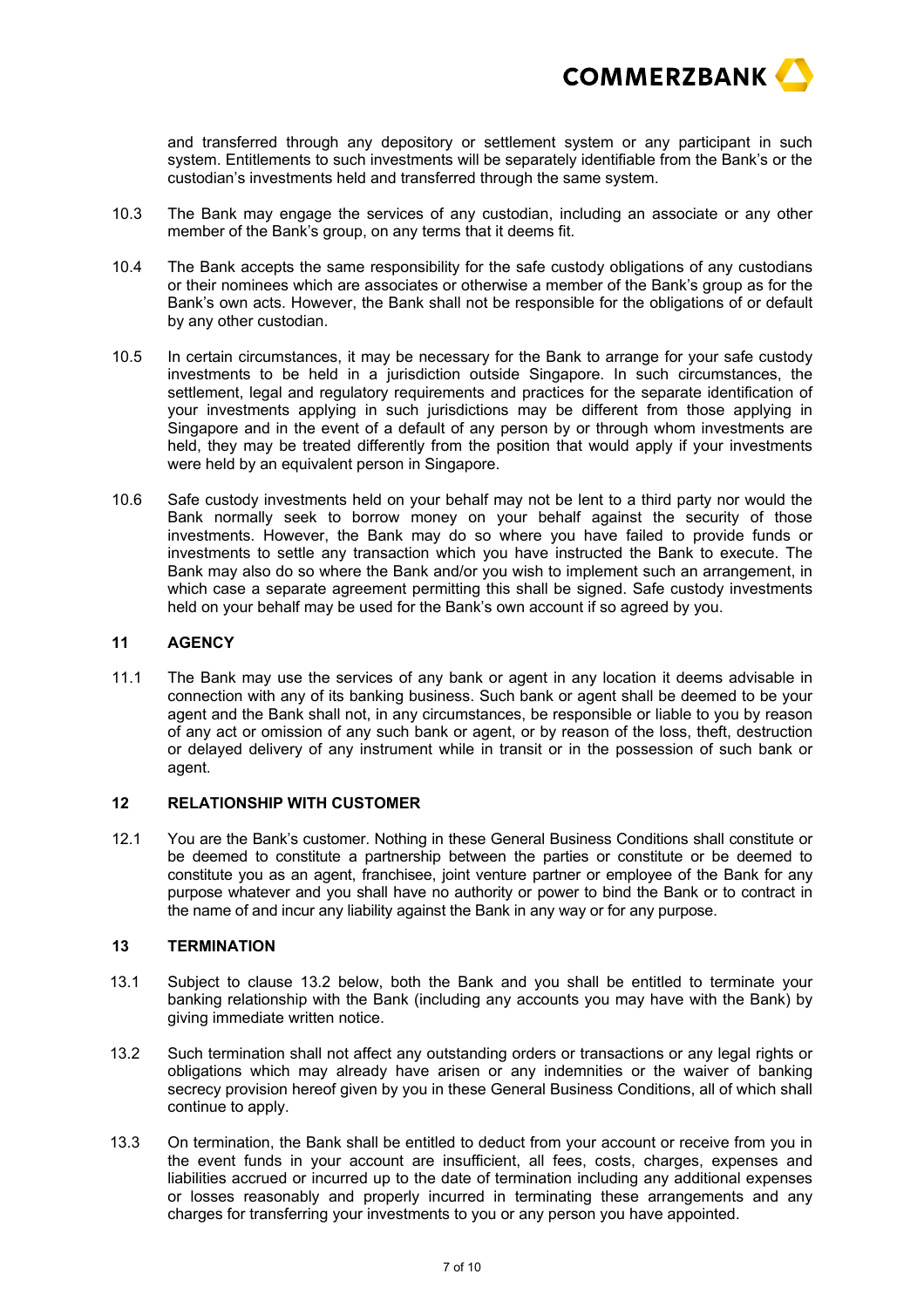and transferred through any depository or settlement system or any participant in such system. Entitlements to such investments will be separately identifiable from the Bank's or the custodian's investments held and transferred through the same system.

10.3 The Bank may engage the services of any custodian, including an associate or any other member of the Bank's group, on any terms that it deems fit.

10.4 The Bank accepts the same responsibility for the safe custody obligations of any custodians or their nominees which are associates or otherwise a member of the Bank's group as for the Bank's own acts. However, the Bank shall not be responsible for the obligations of or default by any other custodian.

10.5 In certain circumstances, it may be necessary for the Bank to arrange for your safe custody investments to be held in a jurisdiction outside Singapore. In such circumstances, the settlement, legal and regulatory requirements and practices for the separate identification of your investments applying in such jurisdictions may be different from those applying in Singapore and in the event of a default of any person by or through whom investments are held, they may be treated differently from the position that would apply if your investments were held by an equivalent person in Singapore.

10.6 Safe custody investments held on your behalf may not be lent to a third party nor would the Bank normally seek to borrow money on your behalf against the security of those investments. However, the Bank may do so where you have failed to provide funds or investments to settle any transaction which you have instructed the Bank to execute. The Bank may also do so where the Bank and/or you wish to implement such an arrangement, in which case a separate agreement permitting this shall be signed. Safe custody investments held on your behalf may be used for the Bank's own account if so agreed by you.

## 11 AGENCY

11.1 The Bank may use the services of any bank or agent in any location it deems advisable in connection with any of its banking business. Such bank or agent shall be deemed to be your agent and the Bank shall not, in any circumstances, be responsible or liable to you by reason of any act or omission of any such bank or agent, or by reason of the loss, theft, destruction or delayed delivery of any instrument while in transit or in the possession of such bank or agent.

## 12 RELATIONSHIP WITH CUSTOMER

12.1 You are the Bank's customer. Nothing in these General Business Conditions shall constitute or be deemed to constitute a partnership between the parties or constitute or be deemed to constitute you as an agent, franchisee, joint venture partner or employee of the Bank for any purpose whatever and you shall have no authority or power to bind the Bank or to contract in the name of and incur any liability against the Bank in any way or for any purpose.

## 13 TERMINATION

13.1 Subject to clause 13.2 below, both the Bank and you shall be entitled to terminate your banking relationship with the Bank (including any accounts you may have with the Bank) by giving immediate written notice.

13.2 Such termination shall not affect any outstanding orders or transactions or any legal rights or obligations which may already have arisen or any indemnities or the waiver of banking secrecy provision hereof given by you in these General Business Conditions, all of which shall continue to apply.

13.3 On termination, the Bank shall be entitled to deduct from your account or receive from you in the event funds in your account are insufficient, all fees, costs, charges, expenses and liabilities accrued or incurred up to the date of termination including any additional expenses or losses reasonably and properly incurred in terminating these arrangements and any charges for transferring your investments to you or any person you have appointed.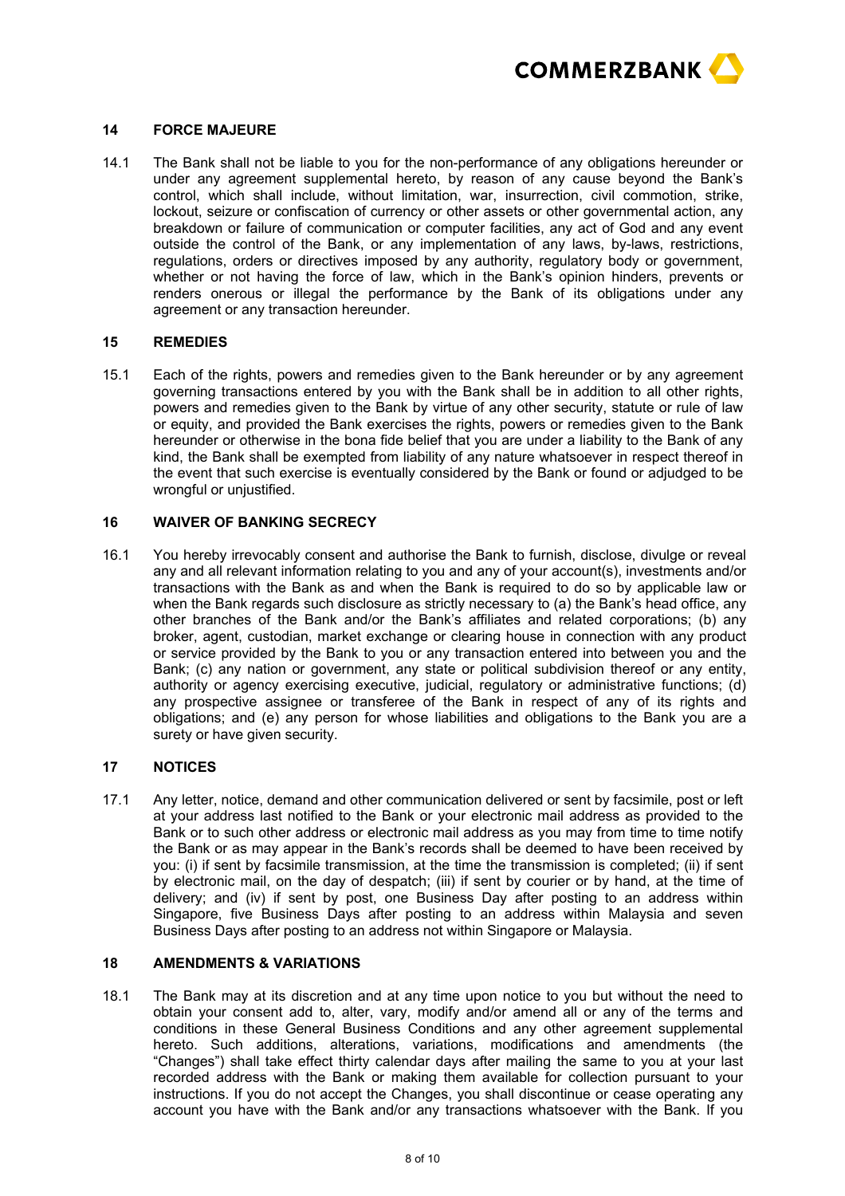## 14 FORCE MAJEURE

14.1 The Bank shall not be liable to you for the non-performance of any obligations hereunder or under any agreement supplemental hereto, by reason of any cause beyond the Bank's control, which shall include, without limitation, war, insurrection, civil commotion, strike, lockout, seizure or confiscation of currency or other assets or other governmental action, any breakdown or failure of communication or computer facilities, any act of God and any event outside the control of the Bank, or any implementation of any laws, by-laws, restrictions, regulations, orders or directives imposed by any authority, regulatory body or government, whether or not having the force of law, which in the Bank's opinion hinders, prevents or renders onerous or illegal the performance by the Bank of its obligations under any agreement or any transaction hereunder.

## 15 REMEDIES

15.1 Each of the rights, powers and remedies given to the Bank hereunder or by any agreement governing transactions entered by you with the Bank shall be in addition to all other rights, powers and remedies given to the Bank by virtue of any other security, statute or rule of law or equity, and provided the Bank exercises the rights, powers or remedies given to the Bank hereunder or otherwise in the bona fide belief that you are under a liability to the Bank of any kind, the Bank shall be exempted from liability of any nature whatsoever in respect thereof in the event that such exercise is eventually considered by the Bank or found or adjudged to be wrongful or unjustified.

## 16 WAIVER OF BANKING SECRECY

16.1 You hereby irrevocably consent and authorise the Bank to furnish, disclose, divulge or reveal any and all relevant information relating to you and any of your account(s), investments and/or transactions with the Bank as and when the Bank is required to do so by applicable law or when the Bank regards such disclosure as strictly necessary to (a) the Bank's head office, any other branches of the Bank and/or the Bank's affiliates and related corporations; (b) any broker, agent, custodian, market exchange or clearing house in connection with any product or service provided by the Bank to you or any transaction entered into between you and the Bank; (c) any nation or government, any state or political subdivision thereof or any entity, authority or agency exercising executive, judicial, regulatory or administrative functions; (d) any prospective assignee or transferee of the Bank in respect of any of its rights and obligations; and (e) any person for whose liabilities and obligations to the Bank you are a surety or have given security.

## 17 NOTICES

17.1 Any letter, notice, demand and other communication delivered or sent by facsimile, post or left at your address last notified to the Bank or your electronic mail address as provided to the Bank or to such other address or electronic mail address as you may from time to time notify the Bank or as may appear in the Bank's records shall be deemed to have been received by you: (i) if sent by facsimile transmission, at the time the transmission is completed; (ii) if sent by electronic mail, on the day of despatch; (iii) if sent by courier or by hand, at the time of delivery; and (iv) if sent by post, one Business Day after posting to an address within Singapore, five Business Days after posting to an address within Malaysia and seven Business Days after posting to an address not within Singapore or Malaysia.

## 18 AMENDMENTS & VARIATIONS

18.1 The Bank may at its discretion and at any time upon notice to you but without the need to obtain your consent add to, alter, vary, modify and/or amend all or any of the terms and conditions in these General Business Conditions and any other agreement supplemental hereto. Such additions, alterations, variations, modifications and amendments (the "Changes") shall take effect thirty calendar days after mailing the same to you at your last recorded address with the Bank or making them available for collection pursuant to your instructions. If you do not accept the Changes, you shall discontinue or cease operating any account you have with the Bank and/or any transactions whatsoever with the Bank. If you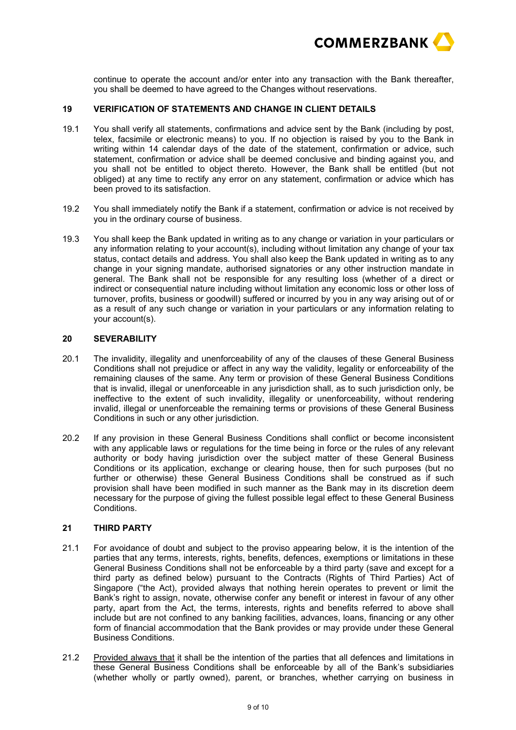continue to operate the account and/or enter into any transaction with the Bank thereafter, you shall be deemed to have agreed to the Changes without reservations.

## 19 VERIFICATION OF STATEMENTS AND CHANGE IN CLIENT DETAILS

19.1 You shall verify all statements, confirmations and advice sent by the Bank (including by post, telex, facsimile or electronic means) to you. If no objection is raised by you to the Bank in writing within 14 calendar days of the date of the statement, confirmation or advice, such statement, confirmation or advice shall be deemed conclusive and binding against you, and you shall not be entitled to object thereto. However, the Bank shall be entitled (but not obliged) at any time to rectify any error on any statement, confirmation or advice which has been proved to its satisfaction.

19.2 You shall immediately notify the Bank if a statement, confirmation or advice is not received by you in the ordinary course of business.

19.3 You shall keep the Bank updated in writing as to any change or variation in your particulars or any information relating to your account(s), including without limitation any change of your tax status, contact details and address. You shall also keep the Bank updated in writing as to any change in your signing mandate, authorised signatories or any other instruction mandate in general. The Bank shall not be responsible for any resulting loss (whether of a direct or indirect or consequential nature including without limitation any economic loss or other loss of turnover, profits, business or goodwill) suffered or incurred by you in any way arising out of or as a result of any such change or variation in your particulars or any information relating to your account(s).

## 20 SEVERABILITY

20.1 The invalidity, illegality and unenforceability of any of the clauses of these General Business Conditions shall not prejudice or affect in any way the validity, legality or enforceability of the remaining clauses of the same. Any term or provision of these General Business Conditions that is invalid, illegal or unenforceable in any jurisdiction shall, as to such jurisdiction only, be ineffective to the extent of such invalidity, illegality or unenforceability, without rendering invalid, illegal or unenforceable the remaining terms or provisions of these General Business Conditions in such or any other jurisdiction.

20.2 If any provision in these General Business Conditions shall conflict or become inconsistent with any applicable laws or regulations for the time being in force or the rules of any relevant authority or body having jurisdiction over the subject matter of these General Business Conditions or its application, exchange or clearing house, then for such purposes (but no further or otherwise) these General Business Conditions shall be construed as if such provision shall have been modified in such manner as the Bank may in its discretion deem necessary for the purpose of giving the fullest possible legal effect to these General Business Conditions.

## 21 THIRD PARTY

21.1 For avoidance of doubt and subject to the proviso appearing below, it is the intention of the parties that any terms, interests, rights, benefits, defences, exemptions or limitations in these General Business Conditions shall not be enforceable by a third party (save and except for a third party as defined below) pursuant to the Contracts (Rights of Third Parties) Act of Singapore ("the Act), provided always that nothing herein operates to prevent or limit the Bank's right to assign, novate, otherwise confer any benefit or interest in favour of any other party, apart from the Act, the terms, interests, rights and benefits referred to above shall include but are not confined to any banking facilities, advances, loans, financing or any other form of financial accommodation that the Bank provides or may provide under these General Business Conditions.

21.2 <u>Provided always that</u> it shall be the intention of the parties that all defences and limitations in these General Business Conditions shall be enforceable by all of the Bank's subsidiaries (whether wholly or partly owned), parent, or branches, whether carrying on business in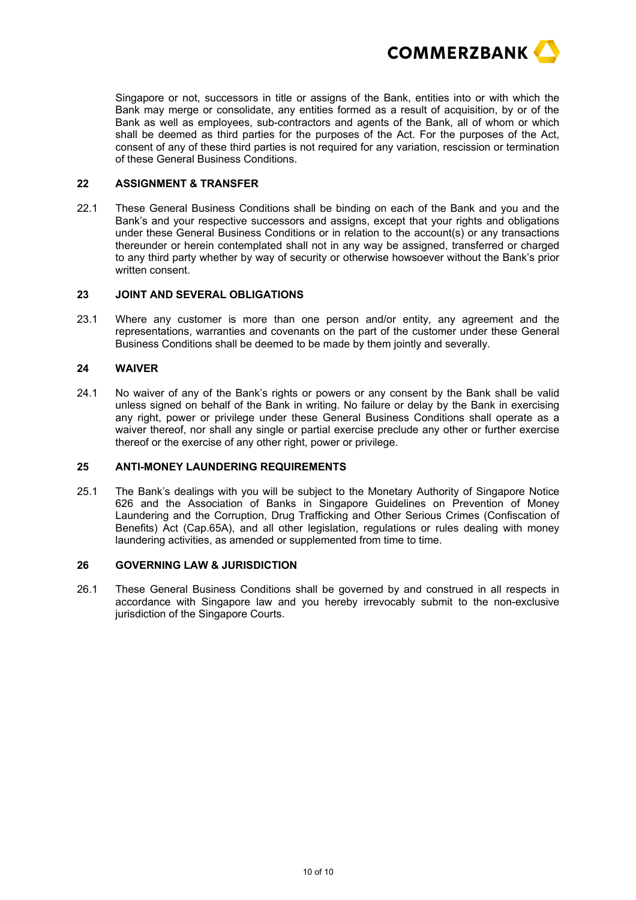Singapore or not, successors in title or assigns of the Bank, entities into or with which the Bank may merge or consolidate, any entities formed as a result of acquisition, by or of the Bank as well as employees, sub-contractors and agents of the Bank, all of whom or which shall be deemed as third parties for the purposes of the Act. For the purposes of the Act, consent of any of these third parties is not required for any variation, rescission or termination of these General Business Conditions.

## 22 ASSIGNMENT & TRANSFER

22.1 These General Business Conditions shall be binding on each of the Bank and you and the Bank's and your respective successors and assigns, except that your rights and obligations under these General Business Conditions or in relation to the account(s) or any transactions thereunder or herein contemplated shall not in any way be assigned, transferred or charged to any third party whether by way of security or otherwise howsoever without the Bank's prior written consent.

## 23 JOINT AND SEVERAL OBLIGATIONS

23.1 Where any customer is more than one person and/or entity, any agreement and the representations, warranties and covenants on the part of the customer under these General Business Conditions shall be deemed to be made by them jointly and severally.

## 24 WAIVER

24.1 No waiver of any of the Bank's rights or powers or any consent by the Bank shall be valid unless signed on behalf of the Bank in writing. No failure or delay by the Bank in exercising any right, power or privilege under these General Business Conditions shall operate as a waiver thereof, nor shall any single or partial exercise preclude any other or further exercise thereof or the exercise of any other right, power or privilege.

## 25 ANTI-MONEY LAUNDERING REQUIREMENTS

25.1 The Bank's dealings with you will be subject to the Monetary Authority of Singapore Notice 626 and the Association of Banks in Singapore Guidelines on Prevention of Money Laundering and the Corruption, Drug Trafficking and Other Serious Crimes (Confiscation of Benefits) Act (Cap.65A), and all other legislation, regulations or rules dealing with money laundering activities, as amended or supplemented from time to time.

## 26 GOVERNING LAW & JURISDICTION

26.1 These General Business Conditions shall be governed by and construed in all respects in accordance with Singapore law and you hereby irrevocably submit to the non-exclusive jurisdiction of the Singapore Courts.